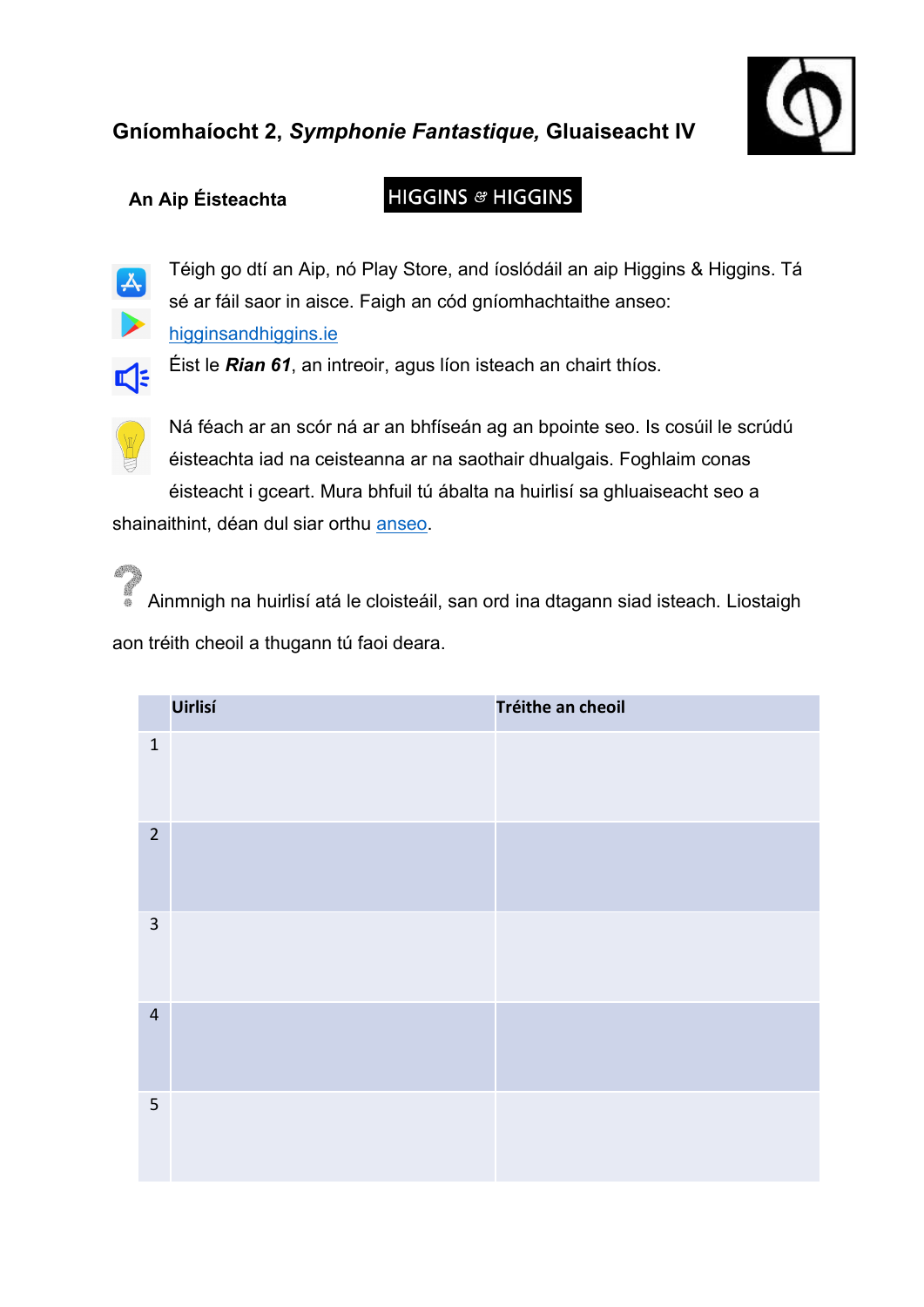# Gníomhaíocht 2, *Symphonie Fantastique,* Gluaiseacht IV

**An Aip Éisteachta** HIGGINS & HIGGINS

Téigh go dtí an Aip, nó Play Store, and íoslódáil an aip Higgins & Higgins. Tá sé ar fáil saor in aisce. Faigh an cód gníomhachtaithe anseo: higginsandhiggins.ie

Éist le ***Rian 61***, an intreoir, agus líon isteach an chairt thíos.

Ná féach ar an scór ná ar an bhfíseán ag an bpointe seo. Is cosúil le scrúdú éisteachta iad na ceisteanna ar na saothair dhualgais. Foghlaim conas éisteacht i gceart. Mura bhfuil tú ábalta na huirlisí sa ghluaiseacht seo a shainaithint, déan dul siar orthu anseo.

Ainmnigh na huirlisí atá le cloisteáil, san ord ina dtagann siad isteach. Liostaigh aon tréith cheoil a thugann tú faoi deara.

| | **Uirlisí** | **Tréithe an cheoil** |
|---|---|---|
| 1 | | |
| 2 | | |
| 3 | | |
| 4 | | |
| 5 | | |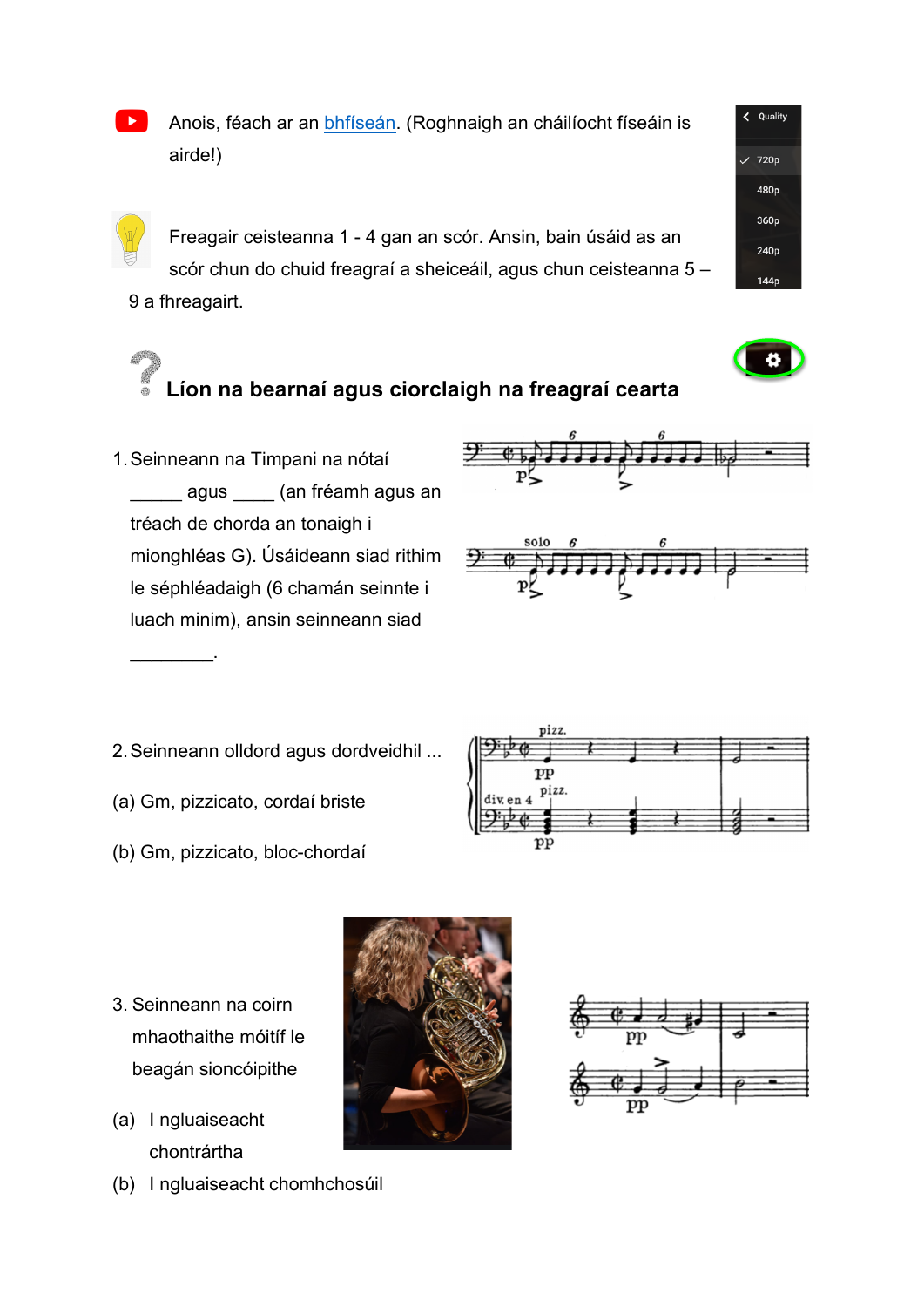Anois, féach ar an [bhfíseán](). (Roghnaigh an cháilíocht físeáin is airde!)

Freagair ceisteanna 1 - 4 gan an scór. Ansin, bain úsáid as an scór chun do chuid freagraí a sheiceáil, agus chun ceisteanna 5 – 9 a fhreagairt.

## Líon na bearnaí agus ciorclaigh na freagraí cearta

1. Seinneann na Timpani na nótaí _____ agus ____ (an fréamh agus an tréach de chorda an tonaigh i mionghléas G). Úsáideann siad rithim le séphléadaigh (6 chamán seinnte i luach minim), ansin seinneann siad ________.

2. Seinneann olldord agus dordveidhil ...

(a) Gm, pizzicato, cordaí briste

(b) Gm, pizzicato, bloc-chordaí

3. Seinneann na coirn mhaothaithe móitíf le beagán sioncóipithe

(a) I ngluaiseacht chontrártha

(b) I ngluaiseacht chomhchosúil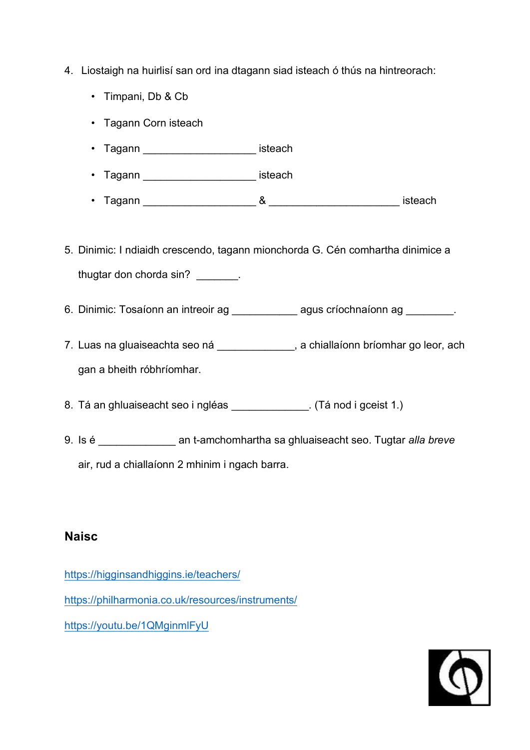4. Liostaigh na huirlisí san ord ina dtagann siad isteach ó thús na hintreorach:

   - Timpani, Db & Cb
   - Tagann Corn isteach
   - Tagann ___________________ isteach
   - Tagann ___________________ isteach
   - Tagann ___________________ & ______________________ isteach

5. Dinimic: I ndiaidh crescendo, tagann mionchorda G. Cén comhartha dinimice a thugtar don chorda sin? _______.

6. Dinimic: Tosaíonn an intreoir ag ___________ agus críochnaíonn ag ________.

7. Luas na gluaiseachta seo ná _____________, a chiallaíonn bríomhar go leor, ach gan a bheith róbhríomhar.

8. Tá an ghluaiseacht seo i ngléas _____________. (Tá nod i gceist 1.)

9. Is é _____________ an t-amchomhartha sa ghluaiseacht seo. Tugtar *alla breve* air, rud a chiallaíonn 2 mhinim i ngach barra.

## Naisc

https://higginsandhiggins.ie/teachers/

https://philharmonia.co.uk/resources/instruments/

https://youtu.be/1QMginmlFyU